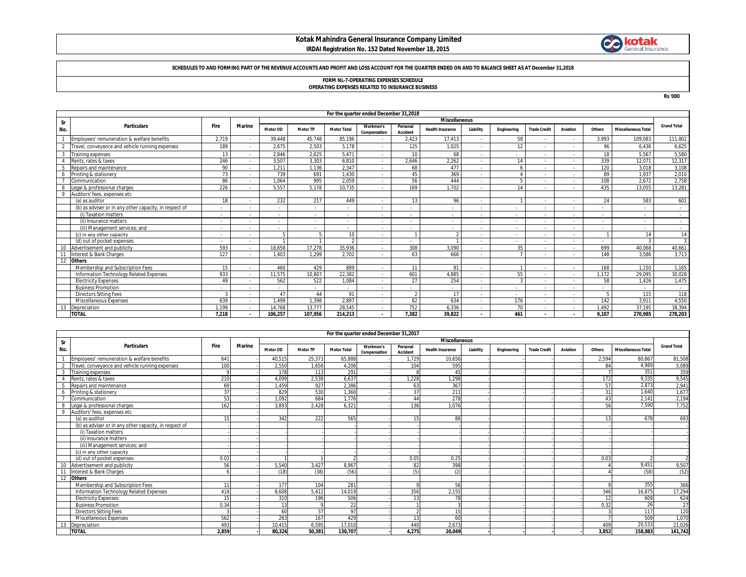# Kotak Mahindra General Insurance Company Limited

**IRDAI Registration No. 152 Dated November 18, 2015**

**SCHEDULES TO AND FORMING PART OF THE REVENUE ACCOUNTS AND PROFIT AND LOSS ACCOUNT FOR THE QUARTER ENDED ON AND TO BALANCE SHEET AS AT December 31,2018**

**FORM NL-7-OPERATING EXPENSES SCHEDULE**
**OPERATING EXPENSES RELATED TO INSURANCE BUSINESS**

Rs '000

| Sr No. | Particulars | Fire | Marine | For the quarter ended December 31,2018 | | | | | | | | | | | | | Grand Total |
|---|---|---|---|---|---|---|---|---|---|---|---|---|---|---|---|---|---|
| | | | | Miscellaneous | | | | | | | | | | | | | |
| | | | | Motor OD | Motor TP | Motor Total | Workmen's Compensation | Personal Accident | Health Insurance | Liability | Engineering | Trade Credit | Aviation | Others | Miscellaneous Total | | |
| 1 | Employees' remuneration & welfare benefits | 2,719 | - | 39,448 | 45,748 | 85,196 | - | 2,423 | 17,413 | - | 58 | - | - | 3,993 | 109,083 | | 111,802 |
| 2 | Travel, conveyance and vehicle running expenses | 189 | - | 2,675 | 2,503 | 5,178 | - | 125 | 1,025 | - | 12 | - | - | 96 | 6,436 | | 6,625 |
| 3 | Training expenses | 13 | - | 2,846 | 2,625 | 5,471 | - | 10 | 68 | - | - | - | - | 18 | 5,567 | | 5,580 |
| 4 | Rents, rates & taxes | 246 | - | 3,507 | 3,303 | 6,810 | - | 2,646 | 2,262 | - | 14 | - | - | 339 | 12,071 | | 12,317 |
| 5 | Repairs and maintenance | 90 | - | 1,211 | 1,136 | 2,347 | - | 68 | 477 | - | 6 | - | - | 120 | 3,018 | | 3,108 |
| 6 | Printing & stationery | 73 | - | 739 | 691 | 1,430 | - | 45 | 369 | - | 4 | - | - | 89 | 1,937 | | 2,010 |
| 7 | Communication | 86 | - | 1,064 | 995 | 2,059 | - | 56 | 444 | - | 5 | - | - | 108 | 2,672 | | 2,758 |
| 8 | Legal & professional charges | 226 | - | 5,557 | 5,178 | 10,735 | - | 169 | 1,702 | - | 14 | - | - | 435 | 13,055 | | 13,281 |
| 9 | Auditors' fees, expenses etc | | | | | | | | | | | | | | | | |
| | (a) as auditor | 18 | - | 232 | 217 | 449 | - | 13 | 96 | - | 1 | - | - | 24 | 583 | | 601 |
| | (b) as adviser or in any other capacity, in respect of | - | - | - | - | - | - | - | - | - | - | - | - | - | - | | - |
| | (i) Taxation matters | - | - | - | - | - | - | - | - | - | - | - | - | - | - | | - |
| | (ii) Insurance matters | - | - | - | - | - | - | - | - | - | - | - | - | - | - | | - |
| | (iii) Management services; and | - | - | - | - | - | - | - | - | - | - | - | - | - | - | | - |
| | (c) in any other capacity | - | - | 5 | 5 | 10 | - | 1 | 2 | - | - | - | - | 1 | 14 | | 14 |
| | (d) out of pocket expenses | - | - | 1 | 1 | 2 | - | - | 1 | - | - | - | - | - | 3 | | 3 |
| 10 | Advertisement and publicity | 593 | - | 18,658 | 17,278 | 35,936 | - | 308 | 3,090 | - | 35 | - | - | 699 | 40,068 | | 40,661 |
| 11 | Interest & Bank Charges | 127 | - | 1,403 | 1,299 | 2,702 | - | 63 | 666 | - | 7 | - | - | 148 | 3,586 | | 3,713 |
| 12 | **Others** | | | | | | | | | | | | | | | | |
| | Membership and Subscription Fees | 15 | - | 460 | 429 | 889 | - | 11 | 81 | - | 1 | - | - | 168 | 1,150 | | 1,165 |
| | Information Technology Related Expenses | 933 | - | 11,575 | 10,807 | 22,382 | - | 601 | 4,885 | - | 55 | - | - | 1,172 | 29,095 | | 30,028 |
| | Electricity Expenses | 49 | - | 562 | 522 | 1,084 | - | 27 | 254 | - | 3 | - | - | 58 | 1,426 | | 1,475 |
| | Business Promotion | - | - | - | - | - | - | - | - | - | - | - | - | - | - | | - |
| | Directors Sitting Fees | 3 | - | 47 | 44 | 91 | - | 2 | 17 | - | - | - | - | 5 | 115 | | 118 |
| | Miscellaneous Expenses | 639 | - | 1,499 | 1,398 | 2,897 | - | 62 | 634 | - | 176 | - | - | 142 | 3,911 | | 4,550 |
| 13 | Depreciation | 1,199 | - | 14,768 | 13,777 | 28,545 | - | 752 | 6,336 | - | 70 | - | - | 1,492 | 37,195 | | 38,394 |
| | **TOTAL** | **7,218** | **-** | **106,257** | **107,956** | **214,213** | **-** | **7,382** | **39,822** | **-** | **461** | **-** | **-** | **9,107** | **270,985** | | **278,203** |

| Sr No. | Particulars | Fire | Marine | For the quarter ended December 31,2017 | | | | | | | | | | | | Grand Total |
|---|---|---|---|---|---|---|---|---|---|---|---|---|---|---|---|---|
| | | | | Miscellaneous | | | | | | | | | | | | |
| | | | | Motor OD | Motor TP | Motor Total | Workmen's Compensation | Personal Accident | Health Insurance | Liability | Engineering | Trade Credit | Aviation | Others | Miscellaneous Total | |
| 1 | Employees' remuneration & welfare benefits | 641 | - | 40,515 | 25,373 | 65,888 | - | 1,729 | 10,656 | - | - | - | - | 2,594 | 80,867 | 81,508 |
| 2 | Travel, conveyance and vehicle running expenses | 100 | - | 2,550 | 1,656 | 4,206 | - | 104 | 595 | - | - | - | - | 84 | 4,989 | 5,089 |
| 3 | Training expenses | 9 | - | 178 | 113 | 291 | - | 8 | 45 | - | - | - | - | 7 | 351 | 359 |
| 4 | Rents, rates & taxes | 210 | - | 4,099 | 2,538 | 6,637 | - | 1,228 | 1,298 | - | - | - | - | 172 | 9,335 | 9,545 |
| 5 | Repairs and maintenance | 69 | - | 1,459 | 927 | 2,386 | - | 63 | 367 | - | - | - | - | 57 | 2,873 | 2,941 |
| 6 | Printing & stationery | 37 | - | 829 | 530 | 1,360 | - | 37 | 211 | - | - | - | - | 31 | 1,640 | 1,677 |
| 7 | Communication | 53 | - | 1,092 | 684 | 1,776 | - | 44 | 278 | - | - | - | - | 43 | 2,141 | 2,194 |
| 8 | Legal & professional charges | 162 | - | 3,893 | 2,428 | 6,321 | - | 136 | 1,076 | - | - | - | - | 56 | 7,590 | 7,752 |
| 9 | Auditors' fees, expenses etc | | | | | | | | | | | | | | | |
| | (a) as auditor | 15 | - | 342 | 222 | 565 | - | 15 | 86 | - | - | - | - | 13 | 678 | 693 |
| | (b) as adviser or in any other capacity, in respect of | - | - | - | - | - | - | - | - | - | - | - | - | - | - | - |
| | (i) Taxation matters | - | - | - | - | - | - | - | - | - | - | - | - | - | - | - |
| | (ii) Insurance matters | - | - | - | - | - | - | - | - | - | - | - | - | - | - | - |
| | (iii) Management services; and | - | - | - | - | - | - | - | - | - | - | - | - | - | - | - |
| | (c) in any other capacity | - | - | - | - | - | - | - | - | - | - | - | - | - | - | - |
| | (d) out of pocket expenses | 0.03 | - | 1 | 1 | 2 | - | 0.05 | 0.25 | - | - | - | - | 0.03 | 2 | 2 |
| 10 | Advertisement and publicity | 56 | - | 5,540 | 3,427 | 8,967 | - | 82 | 398 | - | - | - | - | 4 | 9,451 | 9,507 |
| 11 | Interest & Bank Charges | 6 | - | (18) | (38) | (56) | - | (5) | (2) | - | - | - | - | 4 | (58) | (52) |
| 12 | **Others** | | | | | | | | | | | | | | | |
| | Membership and Subscription Fees | 11 | - | 177 | 104 | 281 | - | 9 | 56 | - | - | - | - | 9 | 355 | 366 |
| | Information Technology Related Expenses | 418 | - | 8,608 | 5,412 | 14,019 | - | 356 | 2,155 | - | - | - | - | 346 | 16,875 | 17,294 |
| | Electricity Expenses | 15 | - | 310 | 196 | 506 | - | 13 | 78 | - | - | - | - | 12 | 609 | 624 |
| | Business Promotion | 0.34 | - | 13 | 9 | 22 | - | 1 | 3 | - | - | - | - | 0.32 | 26 | 27 |
| | Directors Sitting Fees | 3 | - | 60 | 37 | 97 | - | 2 | 15 | - | - | - | - | 3 | 117 | 120 |
| | Miscellaneous Expenses | 562 | - | 263 | 167 | 429 | - | 13 | 60 | - | - | - | - | 7 | 509 | 1,070 |
| 13 | Depreciation | 493 | - | 10,415 | 6,595 | 17,010 | - | 440 | 2,673 | - | - | - | - | 409 | 20,533 | 21,026 |
| | **TOTAL** | **2,859** | **-** | **80,326** | **50,381** | **130,707** | **-** | **4,275** | **20,049** | **-** | **-** | **-** | **-** | **3,852** | **158,883** | **161,742** |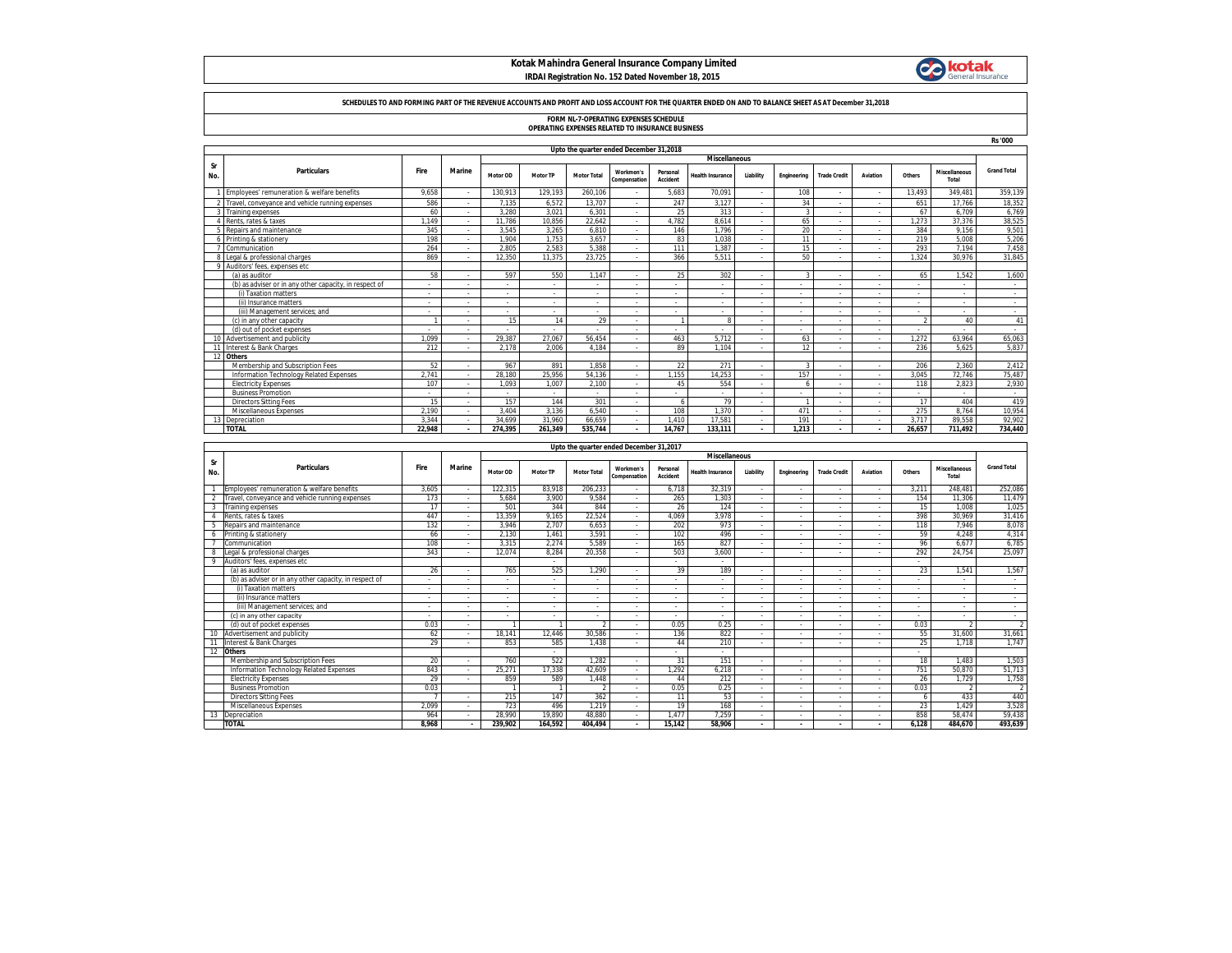# Kotak Mahindra General Insurance Company Limited

**IRDAI Registration No. 152 Dated November 18, 2015**

**SCHEDULES TO AND FORMING PART OF THE REVENUE ACCOUNTS AND PROFIT AND LOSS ACCOUNT FOR THE QUARTER ENDED ON AND TO BALANCE SHEET AS AT December 31,2018**

**FORM NL-7-OPERATING EXPENSES SCHEDULE**
**OPERATING EXPENSES RELATED TO INSURANCE BUSINESS**

Rs '000

**Upto the quarter ended December 31,2018**

| Sr No. | Particulars | Fire | Marine | Miscellaneous | | | | | | | | | | | | Grand Total |
|---|---|---|---|---|---|---|---|---|---|---|---|---|---|---|---|---|
| | | | | Motor OD | Motor TP | Motor Total | Workmen's Compensation | Personal Accident | Health Insurance | Liability | Engineering | Trade Credit | Aviation | Others | Miscellaneous Total | |
| 1 | Employees' remuneration & welfare benefits | 9,658 | - | 130,913 | 129,193 | 260,106 | - | 5,683 | 70,091 | - | 108 | - | - | 13,493 | 349,481 | 359,139 |
| 2 | Travel, conveyance and vehicle running expenses | 586 | - | 7,135 | 6,572 | 13,707 | - | 247 | 3,127 | - | 34 | - | - | 651 | 17,766 | 18,352 |
| 3 | Training expenses | 60 | - | 3,280 | 3,021 | 6,301 | - | 25 | 313 | - | 3 | - | - | 67 | 6,709 | 6,769 |
| 4 | Rents, rates & taxes | 1,149 | - | 11,786 | 10,856 | 22,642 | - | 4,782 | 8,614 | - | 65 | - | - | 1,273 | 37,376 | 38,525 |
| 5 | Repairs and maintenance | 345 | - | 3,545 | 3,265 | 6,810 | - | 146 | 1,796 | - | 20 | - | - | 384 | 9,156 | 9,501 |
| 6 | Printing & stationery | 198 | - | 1,904 | 1,753 | 3,657 | - | 83 | 1,038 | - | 11 | - | - | 219 | 5,008 | 5,206 |
| 7 | Communication | 264 | - | 2,805 | 2,583 | 5,388 | - | 111 | 1,387 | - | 15 | - | - | 293 | 7,194 | 7,458 |
| 8 | Legal & professional charges | 869 | - | 12,350 | 11,375 | 23,725 | - | 366 | 5,511 | - | 50 | - | - | 1,324 | 30,976 | 31,845 |
| 9 | Auditors' fees, expenses etc | | | | | | | | | | | | | | | |
| | (a) as auditor | 58 | - | 597 | 550 | 1,147 | - | 25 | 302 | - | 3 | - | - | 65 | 1,542 | 1,600 |
| | (b) as adviser or in any other capacity, in respect of | - | - | - | - | - | - | - | - | - | - | - | - | - | - | - |
| | (i) Taxation matters | - | - | - | - | - | - | - | - | - | - | - | - | - | - | - |
| | (ii) Insurance matters | - | - | - | - | - | - | - | - | - | - | - | - | - | - | - |
| | (iii) Management services; and | - | - | - | - | - | - | - | - | - | - | - | - | - | - | - |
| | (c) in any other capacity | 1 | - | 15 | 14 | 29 | - | 1 | 8 | - | - | - | - | 2 | 40 | 41 |
| | (d) out of pocket expenses | - | - | - | - | - | - | - | - | - | - | - | - | - | - | - |
| 10 | Advertisement and publicity | 1,099 | - | 29,387 | 27,067 | 56,454 | - | 463 | 5,712 | - | 63 | - | - | 1,272 | 63,964 | 65,063 |
| 11 | Interest & Bank Charges | 212 | - | 2,178 | 2,006 | 4,184 | - | 89 | 1,104 | - | 12 | - | - | 236 | 5,625 | 5,837 |
| 12 | **Others** | | | | | | | | | | | | | | | |
| | Membership and Subscription Fees | 52 | - | 967 | 891 | 1,858 | - | 22 | 271 | - | 3 | - | - | 206 | 2,360 | 2,412 |
| | Information Technology Related Expenses | 2,741 | - | 28,180 | 25,956 | 54,136 | - | 1,155 | 14,253 | - | 157 | - | - | 3,045 | 72,746 | 75,487 |
| | Electricity Expenses | 107 | - | 1,093 | 1,007 | 2,100 | - | 45 | 554 | - | 6 | - | - | 118 | 2,823 | 2,930 |
| | Business Promotion | - | - | - | - | - | - | - | - | - | - | - | - | - | - | - |
| | Directors Sitting Fees | 15 | - | 157 | 144 | 301 | - | 6 | 79 | - | 1 | - | - | 17 | 404 | 419 |
| | Miscellaneous Expenses | 2,190 | - | 3,404 | 3,136 | 6,540 | - | 108 | 1,370 | - | 471 | - | - | 275 | 8,764 | 10,954 |
| 13 | Depreciation | 3,344 | - | 34,699 | 31,960 | 66,659 | - | 1,410 | 17,581 | - | 191 | - | - | 3,717 | 89,558 | 92,902 |
| | **TOTAL** | **22,948** | **-** | **274,395** | **261,349** | **535,744** | **-** | **14,767** | **133,111** | **-** | **1,213** | **-** | **-** | **26,657** | **711,492** | **734,440** |

**Upto the quarter ended December 31,2017**

| Sr No. | Particulars | Fire | Marine | Miscellaneous | | | | | | | | | | | | Grand Total |
|---|---|---|---|---|---|---|---|---|---|---|---|---|---|---|---|---|
| | | | | Motor OD | Motor TP | Motor Total | Workmen's Compensation | Personal Accident | Health Insurance | Liability | Engineering | Trade Credit | Aviation | Others | Miscellaneous Total | |
| 1 | Employees' remuneration & welfare benefits | 3,605 | - | 122,315 | 83,918 | 206,233 | - | 6,718 | 32,319 | - | - | - | - | 3,211 | 248,481 | 252,086 |
| 2 | Travel, conveyance and vehicle running expenses | 173 | - | 5,684 | 3,900 | 9,584 | - | 265 | 1,303 | - | - | - | - | 154 | 11,306 | 11,479 |
| 3 | Training expenses | 17 | - | 501 | 344 | 844 | - | 26 | 124 | - | - | - | - | 15 | 1,008 | 1,025 |
| 4 | Rents, rates & taxes | 447 | - | 13,359 | 9,165 | 22,524 | - | 4,069 | 3,978 | - | - | - | - | 398 | 30,969 | 31,416 |
| 5 | Repairs and maintenance | 132 | - | 3,946 | 2,707 | 6,653 | - | 202 | 973 | - | - | - | - | 118 | 7,946 | 8,078 |
| 6 | Printing & stationery | 66 | - | 2,130 | 1,461 | 3,591 | - | 102 | 496 | - | - | - | - | 59 | 4,248 | 4,314 |
| 7 | Communication | 108 | - | 3,315 | 2,274 | 5,589 | - | 165 | 827 | - | - | - | - | 96 | 6,677 | 6,785 |
| 8 | Legal & professional charges | 343 | - | 12,074 | 8,284 | 20,358 | - | 503 | 3,600 | - | - | - | - | 292 | 24,754 | 25,097 |
| 9 | Auditors' fees, expenses etc | | | | - | | | - | - | | | | | - | | |
| | (a) as auditor | 26 | - | 765 | 525 | 1,290 | - | 39 | 189 | - | - | - | - | 23 | 1,541 | 1,567 |
| | (b) as adviser or in any other capacity, in respect of | - | - | - | - | - | - | - | - | - | - | - | - | - | - | - |
| | (i) Taxation matters | - | - | - | - | - | - | - | - | - | - | - | - | - | - | - |
| | (ii) Insurance matters | - | - | - | - | - | - | - | - | - | - | - | - | - | - | - |
| | (iii) Management services; and | - | - | - | - | - | - | - | - | - | - | - | - | - | - | - |
| | (c) in any other capacity | - | - | - | - | - | - | - | - | - | - | - | - | - | - | - |
| | (d) out of pocket expenses | 0.03 | - | 1 | 1 | 2 | - | 0.05 | 0.25 | - | - | - | - | 0.03 | 2 | 2 |
| 10 | Advertisement and publicity | 62 | - | 18,141 | 12,446 | 30,586 | - | 136 | 822 | - | - | - | - | 55 | 31,600 | 31,661 |
| 11 | Interest & Bank Charges | 29 | - | 853 | 585 | 1,438 | - | 44 | 210 | - | - | - | - | 25 | 1,718 | 1,747 |
| 12 | **Others** | | | | - | | | - | - | | | | | - | | |
| | Membership and Subscription Fees | 20 | - | 760 | 522 | 1,282 | - | 31 | 151 | - | - | - | - | 18 | 1,483 | 1,503 |
| | Information Technology Related Expenses | 843 | - | 25,271 | 17,338 | 42,609 | - | 1,292 | 6,218 | - | - | - | - | 751 | 50,870 | 51,713 |
| | Electricity Expenses | 29 | - | 859 | 589 | 1,448 | - | 44 | 212 | - | - | - | - | 26 | 1,729 | 1,758 |
| | Business Promotion | 0.03 | - | 1 | 1 | 2 | - | 0.05 | 0.25 | - | - | - | - | 0.03 | 2 | 2 |
| | Directors Sitting Fees | 7 | - | 215 | 147 | 362 | - | 11 | 53 | - | - | - | - | 6 | 433 | 440 |
| | Miscellaneous Expenses | 2,099 | - | 723 | 496 | 1,219 | - | 19 | 168 | - | - | - | - | 23 | 1,429 | 3,528 |
| 13 | Depreciation | 964 | - | 28,990 | 19,890 | 48,880 | - | 1,477 | 7,259 | - | - | - | - | 858 | 58,474 | 59,438 |
| | **TOTAL** | **8,968** | **-** | **239,902** | **164,592** | **404,494** | **-** | **15,142** | **58,906** | **-** | **-** | **-** | **-** | **6,128** | **484,670** | **493,639** |